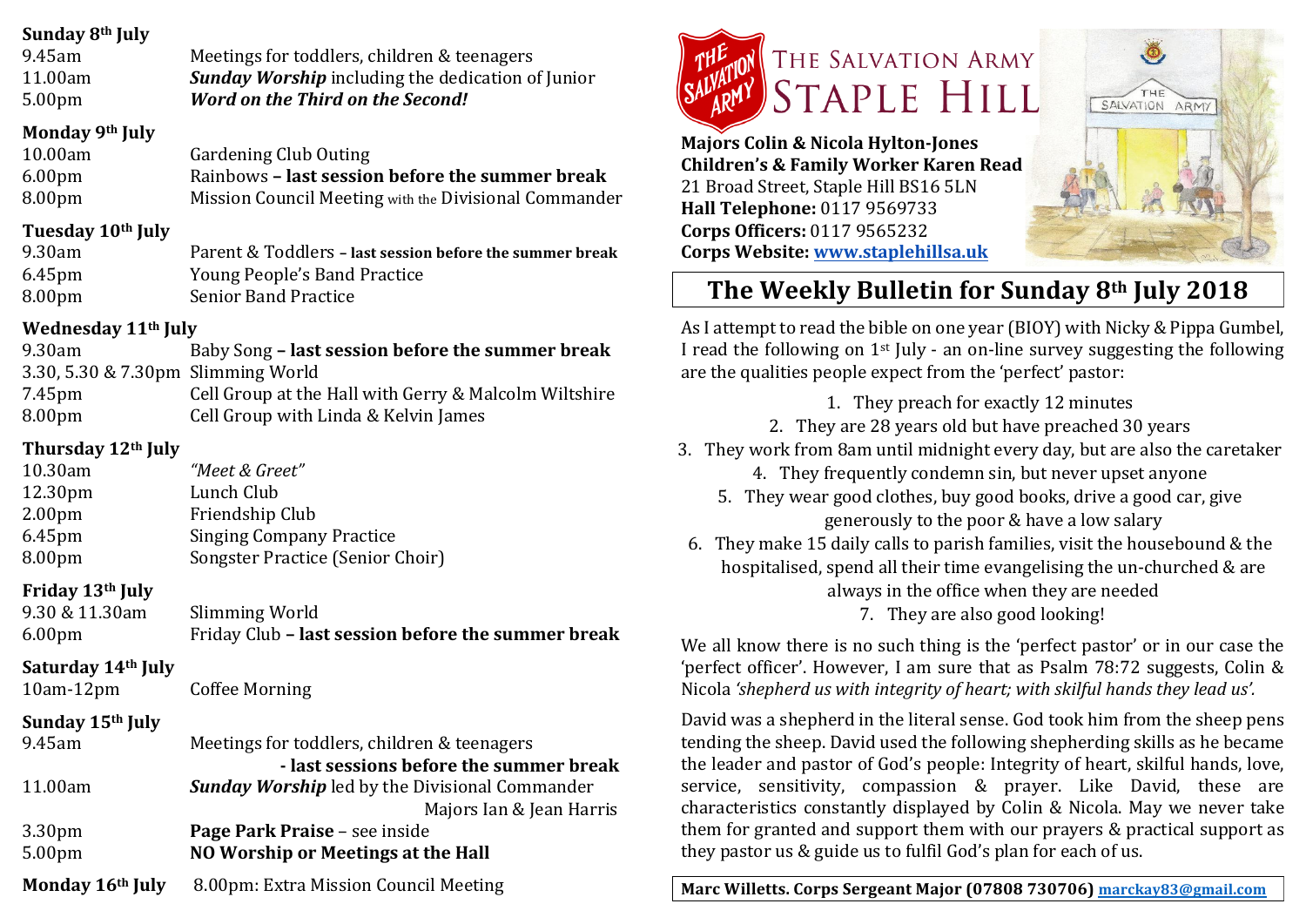# The Salvation Army Staple Hill

**Majors Colin & Nicola Hylton-Jones**
**Children's & Family Worker Karen Read**
21 Broad Street, Staple Hill BS16 5LN
**Hall Telephone:** 0117 9569733
**Corps Officers:** 0117 9565232
**Corps Website:** www.staplehillsa.uk

## The Weekly Bulletin for Sunday 8th July 2018

As I attempt to read the bible on one year (BIOY) with Nicky & Pippa Gumbel, I read the following on 1st July - an on-line survey suggesting the following are the qualities people expect from the 'perfect' pastor:

1. They preach for exactly 12 minutes
2. They are 28 years old but have preached 30 years
3. They work from 8am until midnight every day, but are also the caretaker
4. They frequently condemn sin, but never upset anyone
5. They wear good clothes, buy good books, drive a good car, give generously to the poor & have a low salary
6. They make 15 daily calls to parish families, visit the housebound & the hospitalised, spend all their time evangelising the un-churched & are always in the office when they are needed
7. They are also good looking!

We all know there is no such thing is the 'perfect pastor' or in our case the 'perfect officer'. However, I am sure that as Psalm 78:72 suggests, Colin & Nicola *'shepherd us with integrity of heart; with skilful hands they lead us'.*

David was a shepherd in the literal sense. God took him from the sheep pens tending the sheep. David used the following shepherding skills as he became the leader and pastor of God's people: Integrity of heart, skilful hands, love, service, sensitivity, compassion & prayer. Like David, these are characteristics constantly displayed by Colin & Nicola. May we never take them for granted and support them with our prayers & practical support as they pastor us & guide us to fulfil God's plan for each of us.

**Marc Willetts. Corps Sergeant Major (07808 730706)** marckay83@gmail.com

---

**Sunday 8th July**

| | |
|---|---|
| 9.45am | Meetings for toddlers, children & teenagers |
| 11.00am | ***Sunday Worship*** including the dedication of Junior |
| 5.00pm | ***Word on the Third on the Second!*** |

**Monday 9th July**

| | |
|---|---|
| 10.00am | Gardening Club Outing |
| 6.00pm | Rainbows **– last session before the summer break** |
| 8.00pm | Mission Council Meeting with the Divisional Commander |

**Tuesday 10th July**

| | |
|---|---|
| 9.30am | Parent & Toddlers **– last session before the summer break** |
| 6.45pm | Young People's Band Practice |
| 8.00pm | Senior Band Practice |

**Wednesday 11th July**

| | |
|---|---|
| 9.30am | Baby Song **– last session before the summer break** |
| 3.30, 5.30 & 7.30pm | Slimming World |
| 7.45pm | Cell Group at the Hall with Gerry & Malcolm Wiltshire |
| 8.00pm | Cell Group with Linda & Kelvin James |

**Thursday 12th July**

| | |
|---|---|
| 10.30am | *"Meet & Greet"* |
| 12.30pm | Lunch Club |
| 2.00pm | Friendship Club |
| 6.45pm | Singing Company Practice |
| 8.00pm | Songster Practice (Senior Choir) |

**Friday 13th July**

| | |
|---|---|
| 9.30 & 11.30am | Slimming World |
| 6.00pm | Friday Club **– last session before the summer break** |

**Saturday 14th July**

| | |
|---|---|
| 10am-12pm | Coffee Morning |

**Sunday 15th July**

| | |
|---|---|
| 9.45am | Meetings for toddlers, children & teenagers **- last sessions before the summer break** |
| 11.00am | ***Sunday Worship*** led by the Divisional Commander Majors Ian & Jean Harris |
| 3.30pm | **Page Park Praise** – see inside |
| 5.00pm | **NO Worship or Meetings at the Hall** |

**Monday 16th July** 8.00pm: Extra Mission Council Meeting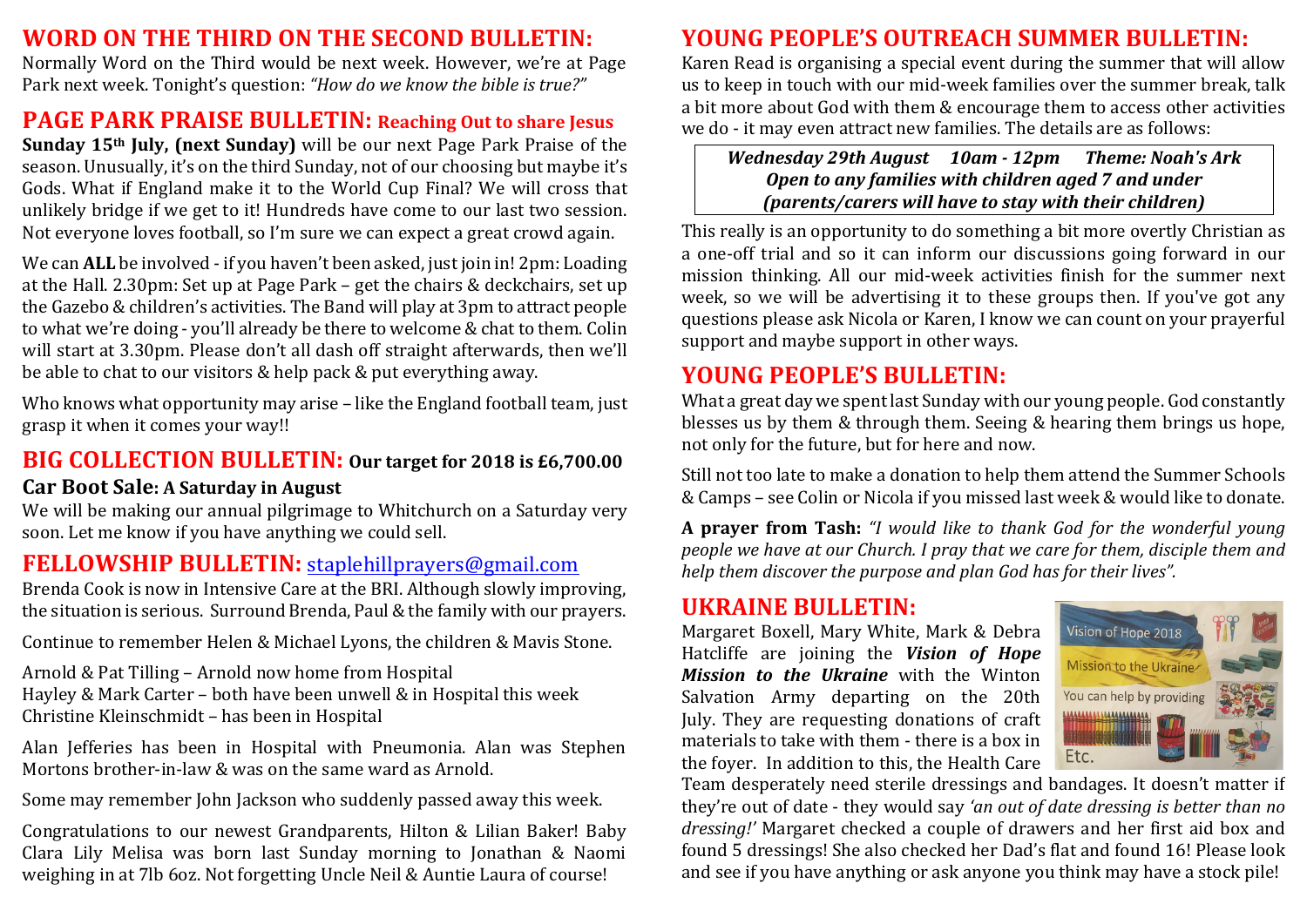## WORD ON THE THIRD ON THE SECOND BULLETIN:

Normally Word on the Third would be next week. However, we're at Page Park next week. Tonight's question: *"How do we know the bible is true?"*

## PAGE PARK PRAISE BULLETIN: Reaching Out to share Jesus

**Sunday 15th July, (next Sunday)** will be our next Page Park Praise of the season. Unusually, it's on the third Sunday, not of our choosing but maybe it's Gods. What if England make it to the World Cup Final? We will cross that unlikely bridge if we get to it! Hundreds have come to our last two session. Not everyone loves football, so I'm sure we can expect a great crowd again.

We can **ALL** be involved - if you haven't been asked, just join in! 2pm: Loading at the Hall. 2.30pm: Set up at Page Park – get the chairs & deckchairs, set up the Gazebo & children's activities. The Band will play at 3pm to attract people to what we're doing - you'll already be there to welcome & chat to them. Colin will start at 3.30pm. Please don't all dash off straight afterwards, then we'll be able to chat to our visitors & help pack & put everything away.

Who knows what opportunity may arise – like the England football team, just grasp it when it comes your way!!

## BIG COLLECTION BULLETIN: Our target for 2018 is £6,700.00

### Car Boot Sale: A Saturday in August

We will be making our annual pilgrimage to Whitchurch on a Saturday very soon. Let me know if you have anything we could sell.

## FELLOWSHIP BULLETIN: staplehillprayers@gmail.com

Brenda Cook is now in Intensive Care at the BRI. Although slowly improving, the situation is serious. Surround Brenda, Paul & the family with our prayers.

Continue to remember Helen & Michael Lyons, the children & Mavis Stone.

Arnold & Pat Tilling – Arnold now home from Hospital
Hayley & Mark Carter – both have been unwell & in Hospital this week
Christine Kleinschmidt – has been in Hospital

Alan Jefferies has been in Hospital with Pneumonia. Alan was Stephen Mortons brother-in-law & was on the same ward as Arnold.

Some may remember John Jackson who suddenly passed away this week.

Congratulations to our newest Grandparents, Hilton & Lilian Baker! Baby Clara Lily Melisa was born last Sunday morning to Jonathan & Naomi weighing in at 7lb 6oz. Not forgetting Uncle Neil & Auntie Laura of course!

## YOUNG PEOPLE'S OUTREACH SUMMER BULLETIN:

Karen Read is organising a special event during the summer that will allow us to keep in touch with our mid-week families over the summer break, talk a bit more about God with them & encourage them to access other activities we do - it may even attract new families. The details are as follows:

***Wednesday 29th August 10am - 12pm Theme: Noah's Ark***
***Open to any families with children aged 7 and under***
***(parents/carers will have to stay with their children)***

This really is an opportunity to do something a bit more overtly Christian as a one-off trial and so it can inform our discussions going forward in our mission thinking. All our mid-week activities finish for the summer next week, so we will be advertising it to these groups then. If you've got any questions please ask Nicola or Karen, I know we can count on your prayerful support and maybe support in other ways.

## YOUNG PEOPLE'S BULLETIN:

What a great day we spent last Sunday with our young people. God constantly blesses us by them & through them. Seeing & hearing them brings us hope, not only for the future, but for here and now.

Still not too late to make a donation to help them attend the Summer Schools & Camps – see Colin or Nicola if you missed last week & would like to donate.

**A prayer from Tash:** *"I would like to thank God for the wonderful young people we have at our Church. I pray that we care for them, disciple them and help them discover the purpose and plan God has for their lives".*

## UKRAINE BULLETIN:

Margaret Boxell, Mary White, Mark & Debra Hatcliffe are joining the ***Vision of Hope Mission to the Ukraine*** with the Winton Salvation Army departing on the 20th July. They are requesting donations of craft materials to take with them - there is a box in the foyer. In addition to this, the Health Care Team desperately need sterile dressings and bandages. It doesn't matter if they're out of date - they would say *'an out of date dressing is better than no dressing!'* Margaret checked a couple of drawers and her first aid box and found 5 dressings! She also checked her Dad's flat and found 16! Please look and see if you have anything or ask anyone you think may have a stock pile!